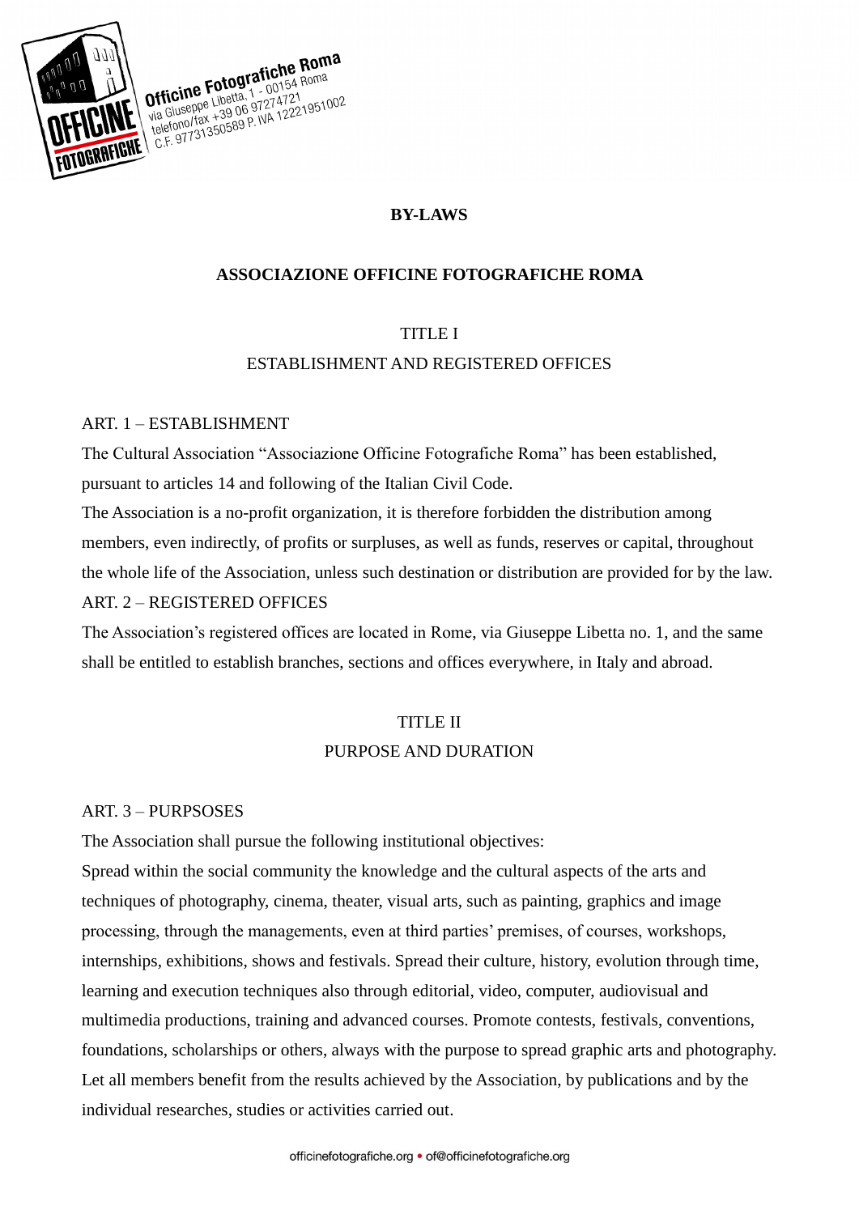Officine Fotografiche Roma
via Giuseppe Libetta, 1 - 00154 Roma
telefono/fax +39 06 97274721
C.F. 97731350589 P. IVA 12221951002

# BY-LAWS

## ASSOCIAZIONE OFFICINE FOTOGRAFICHE ROMA

## TITLE I
## ESTABLISHMENT AND REGISTERED OFFICES

### ART. 1 – ESTABLISHMENT

The Cultural Association "Associazione Officine Fotografiche Roma" has been established, pursuant to articles 14 and following of the Italian Civil Code.

The Association is a no-profit organization, it is therefore forbidden the distribution among members, even indirectly, of profits or surpluses, as well as funds, reserves or capital, throughout the whole life of the Association, unless such destination or distribution are provided for by the law.

### ART. 2 – REGISTERED OFFICES

The Association's registered offices are located in Rome, via Giuseppe Libetta no. 1, and the same shall be entitled to establish branches, sections and offices everywhere, in Italy and abroad.

## TITLE II
## PURPOSE AND DURATION

### ART. 3 – PURPSOSES

The Association shall pursue the following institutional objectives:

Spread within the social community the knowledge and the cultural aspects of the arts and techniques of photography, cinema, theater, visual arts, such as painting, graphics and image processing, through the managements, even at third parties' premises, of courses, workshops, internships, exhibitions, shows and festivals. Spread their culture, history, evolution through time, learning and execution techniques also through editorial, video, computer, audiovisual and multimedia productions, training and advanced courses. Promote contests, festivals, conventions, foundations, scholarships or others, always with the purpose to spread graphic arts and photography.

Let all members benefit from the results achieved by the Association, by publications and by the individual researches, studies or activities carried out.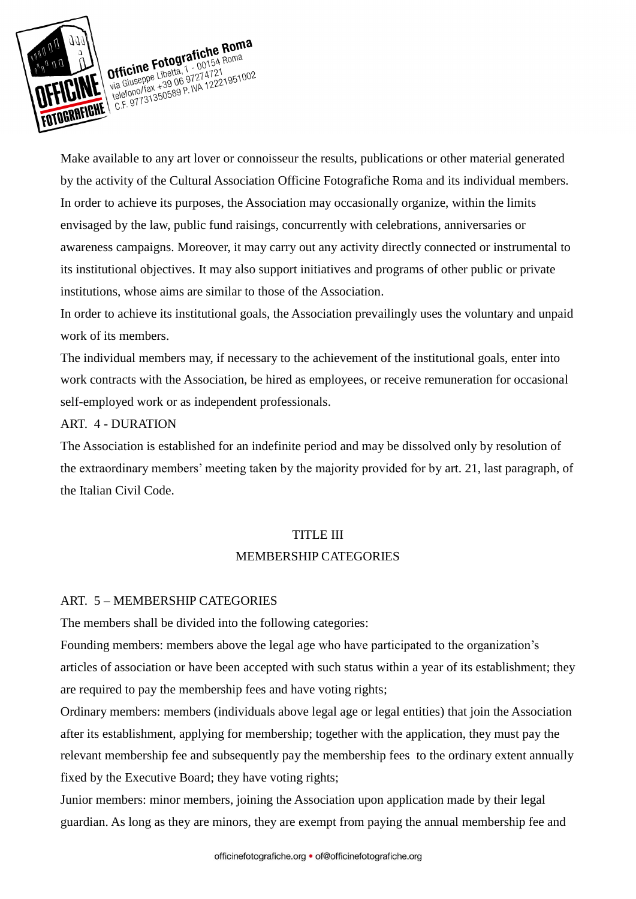Make available to any art lover or connoisseur the results, publications or other material generated by the activity of the Cultural Association Officine Fotografiche Roma and its individual members.
In order to achieve its purposes, the Association may occasionally organize, within the limits envisaged by the law, public fund raisings, concurrently with celebrations, anniversaries or awareness campaigns. Moreover, it may carry out any activity directly connected or instrumental to its institutional objectives. It may also support initiatives and programs of other public or private institutions, whose aims are similar to those of the Association.
In order to achieve its institutional goals, the Association prevailingly uses the voluntary and unpaid work of its members.
The individual members may, if necessary to the achievement of the institutional goals, enter into work contracts with the Association, be hired as employees, or receive remuneration for occasional self-employed work or as independent professionals.

ART. 4 - DURATION

The Association is established for an indefinite period and may be dissolved only by resolution of the extraordinary members' meeting taken by the majority provided for by art. 21, last paragraph, of the Italian Civil Code.

## TITLE III
## MEMBERSHIP CATEGORIES

ART. 5 – MEMBERSHIP CATEGORIES

The members shall be divided into the following categories:
Founding members: members above the legal age who have participated to the organization's articles of association or have been accepted with such status within a year of its establishment; they are required to pay the membership fees and have voting rights;
Ordinary members: members (individuals above legal age or legal entities) that join the Association after its establishment, applying for membership; together with the application, they must pay the relevant membership fee and subsequently pay the membership fees to the ordinary extent annually fixed by the Executive Board; they have voting rights;
Junior members: minor members, joining the Association upon application made by their legal guardian. As long as they are minors, they are exempt from paying the annual membership fee and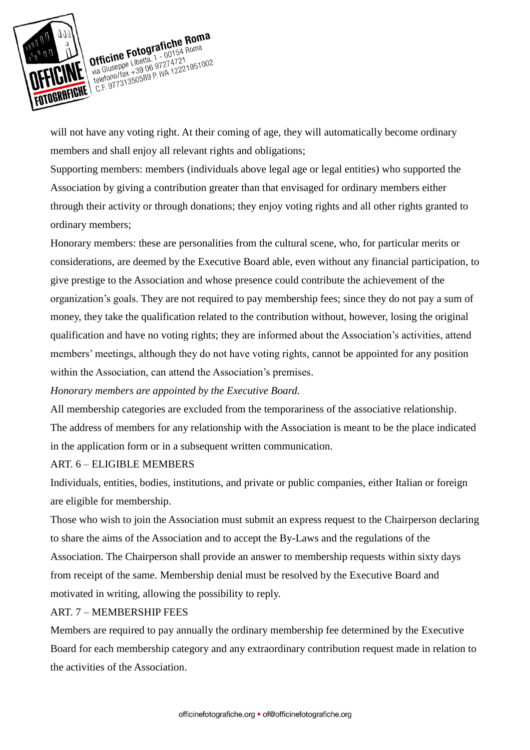will not have any voting right. At their coming of age, they will automatically become ordinary members and shall enjoy all relevant rights and obligations;

Supporting members: members (individuals above legal age or legal entities) who supported the Association by giving a contribution greater than that envisaged for ordinary members either through their activity or through donations; they enjoy voting rights and all other rights granted to ordinary members;

Honorary members: these are personalities from the cultural scene, who, for particular merits or considerations, are deemed by the Executive Board able, even without any financial participation, to give prestige to the Association and whose presence could contribute the achievement of the organization's goals. They are not required to pay membership fees; since they do not pay a sum of money, they take the qualification related to the contribution without, however, losing the original qualification and have no voting rights; they are informed about the Association's activities, attend members' meetings, although they do not have voting rights, cannot be appointed for any position within the Association, can attend the Association's premises.

*Honorary members are appointed by the Executive Board.*

All membership categories are excluded from the temporariness of the associative relationship.

The address of members for any relationship with the Association is meant to be the place indicated in the application form or in a subsequent written communication.

ART. 6 – ELIGIBLE MEMBERS

Individuals, entities, bodies, institutions, and private or public companies, either Italian or foreign are eligible for membership.

Those who wish to join the Association must submit an express request to the Chairperson declaring to share the aims of the Association and to accept the By-Laws and the regulations of the Association. The Chairperson shall provide an answer to membership requests within sixty days from receipt of the same. Membership denial must be resolved by the Executive Board and motivated in writing, allowing the possibility to reply.

ART. 7 – MEMBERSHIP FEES

Members are required to pay annually the ordinary membership fee determined by the Executive Board for each membership category and any extraordinary contribution request made in relation to the activities of the Association.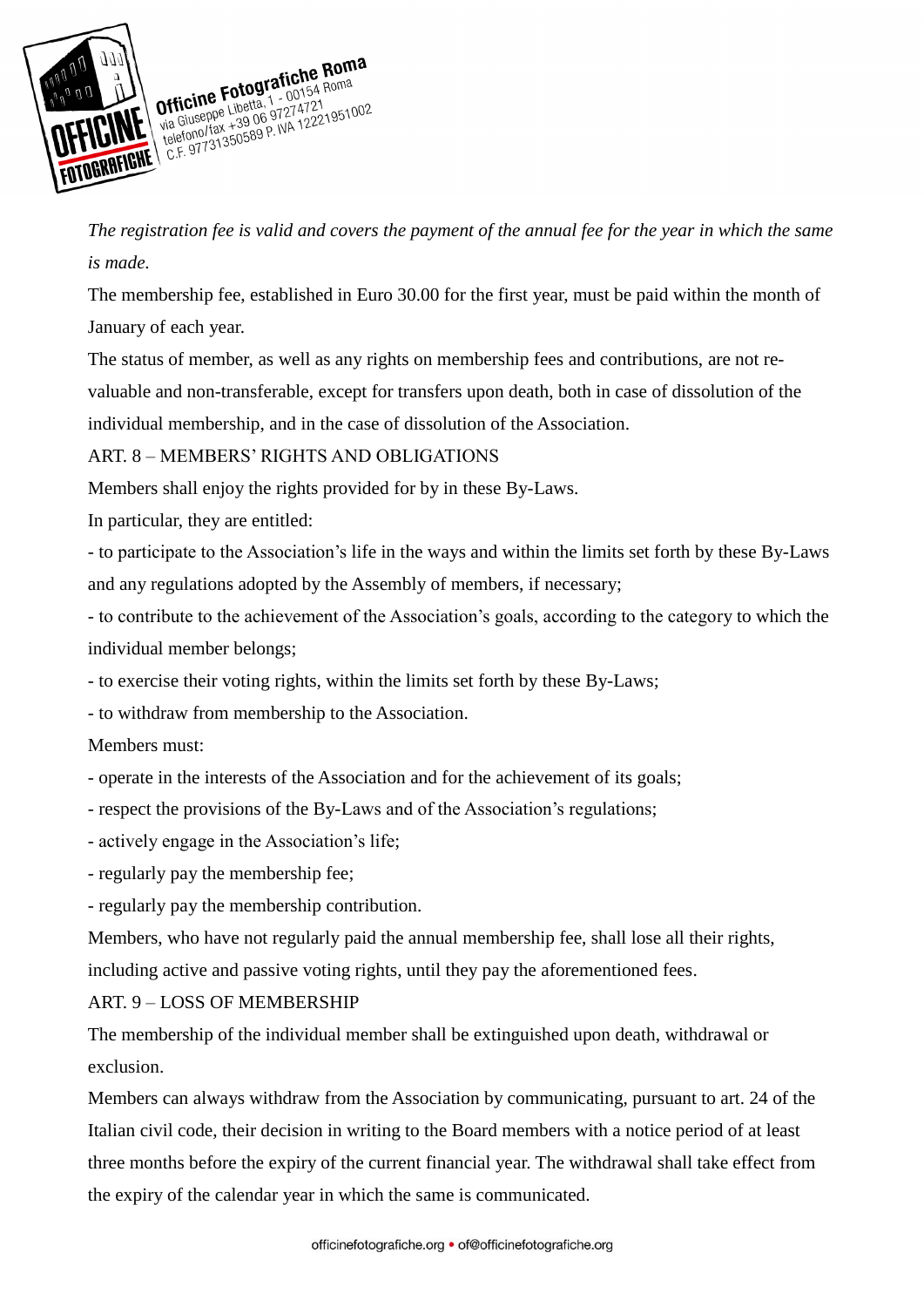*The registration fee is valid and covers the payment of the annual fee for the year in which the same is made.*

The membership fee, established in Euro 30.00 for the first year, must be paid within the month of January of each year.

The status of member, as well as any rights on membership fees and contributions, are not re-valuable and non-transferable, except for transfers upon death, both in case of dissolution of the individual membership, and in the case of dissolution of the Association.

ART. 8 – MEMBERS' RIGHTS AND OBLIGATIONS

Members shall enjoy the rights provided for by in these By-Laws.

In particular, they are entitled:

- to participate to the Association's life in the ways and within the limits set forth by these By-Laws and any regulations adopted by the Assembly of members, if necessary;
- to contribute to the achievement of the Association's goals, according to the category to which the individual member belongs;
- to exercise their voting rights, within the limits set forth by these By-Laws;
- to withdraw from membership to the Association.

Members must:

- operate in the interests of the Association and for the achievement of its goals;
- respect the provisions of the By-Laws and of the Association's regulations;
- actively engage in the Association's life;
- regularly pay the membership fee;
- regularly pay the membership contribution.

Members, who have not regularly paid the annual membership fee, shall lose all their rights, including active and passive voting rights, until they pay the aforementioned fees.

ART. 9 – LOSS OF MEMBERSHIP

The membership of the individual member shall be extinguished upon death, withdrawal or exclusion.

Members can always withdraw from the Association by communicating, pursuant to art. 24 of the Italian civil code, their decision in writing to the Board members with a notice period of at least three months before the expiry of the current financial year. The withdrawal shall take effect from the expiry of the calendar year in which the same is communicated.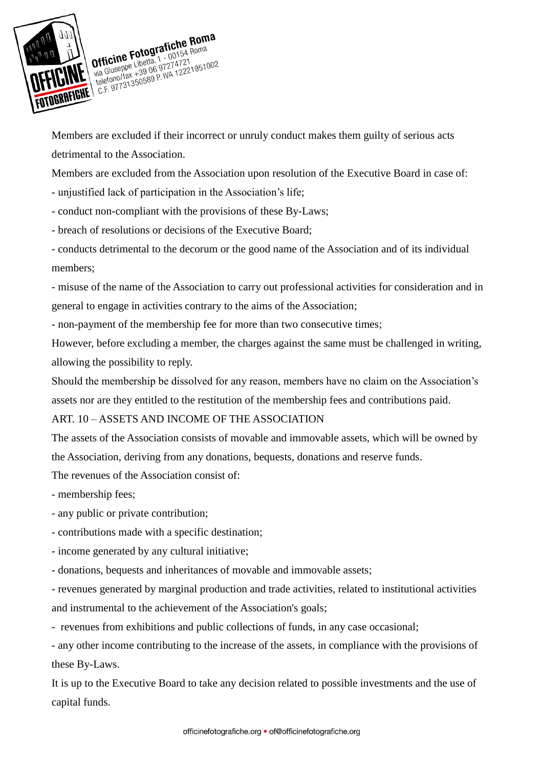Members are excluded if their incorrect or unruly conduct makes them guilty of serious acts detrimental to the Association.

Members are excluded from the Association upon resolution of the Executive Board in case of:

- unjustified lack of participation in the Association's life;
- conduct non-compliant with the provisions of these By-Laws;
- breach of resolutions or decisions of the Executive Board;
- conducts detrimental to the decorum or the good name of the Association and of its individual members;
- misuse of the name of the Association to carry out professional activities for consideration and in general to engage in activities contrary to the aims of the Association;
- non-payment of the membership fee for more than two consecutive times;

However, before excluding a member, the charges against the same must be challenged in writing, allowing the possibility to reply.

Should the membership be dissolved for any reason, members have no claim on the Association's assets nor are they entitled to the restitution of the membership fees and contributions paid.

## ART. 10 – ASSETS AND INCOME OF THE ASSOCIATION

The assets of the Association consists of movable and immovable assets, which will be owned by the Association, deriving from any donations, bequests, donations and reserve funds.

The revenues of the Association consist of:

- membership fees;
- any public or private contribution;
- contributions made with a specific destination;
- income generated by any cultural initiative;
- donations, bequests and inheritances of movable and immovable assets;
- revenues generated by marginal production and trade activities, related to institutional activities and instrumental to the achievement of the Association's goals;
- revenues from exhibitions and public collections of funds, in any case occasional;
- any other income contributing to the increase of the assets, in compliance with the provisions of these By-Laws.

It is up to the Executive Board to take any decision related to possible investments and the use of capital funds.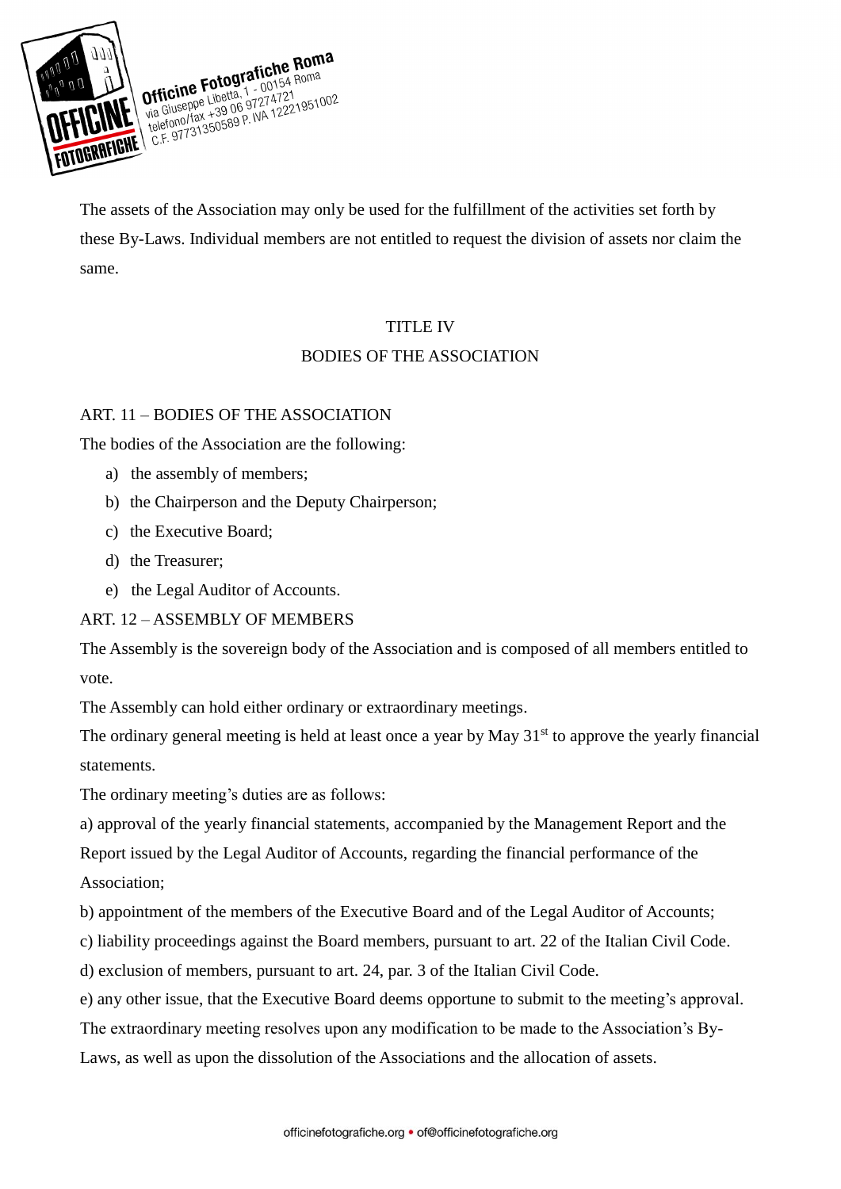The assets of the Association may only be used for the fulfillment of the activities set forth by these By-Laws. Individual members are not entitled to request the division of assets nor claim the same.

## TITLE IV
## BODIES OF THE ASSOCIATION

### ART. 11 – BODIES OF THE ASSOCIATION

The bodies of the Association are the following:

a) the assembly of members;
b) the Chairperson and the Deputy Chairperson;
c) the Executive Board;
d) the Treasurer;
e) the Legal Auditor of Accounts.

### ART. 12 – ASSEMBLY OF MEMBERS

The Assembly is the sovereign body of the Association and is composed of all members entitled to vote.

The Assembly can hold either ordinary or extraordinary meetings.

The ordinary general meeting is held at least once a year by May 31st to approve the yearly financial statements.

The ordinary meeting's duties are as follows:

a) approval of the yearly financial statements, accompanied by the Management Report and the Report issued by the Legal Auditor of Accounts, regarding the financial performance of the Association;

b) appointment of the members of the Executive Board and of the Legal Auditor of Accounts;

c) liability proceedings against the Board members, pursuant to art. 22 of the Italian Civil Code.

d) exclusion of members, pursuant to art. 24, par. 3 of the Italian Civil Code.

e) any other issue, that the Executive Board deems opportune to submit to the meeting's approval.

The extraordinary meeting resolves upon any modification to be made to the Association's By-Laws, as well as upon the dissolution of the Associations and the allocation of assets.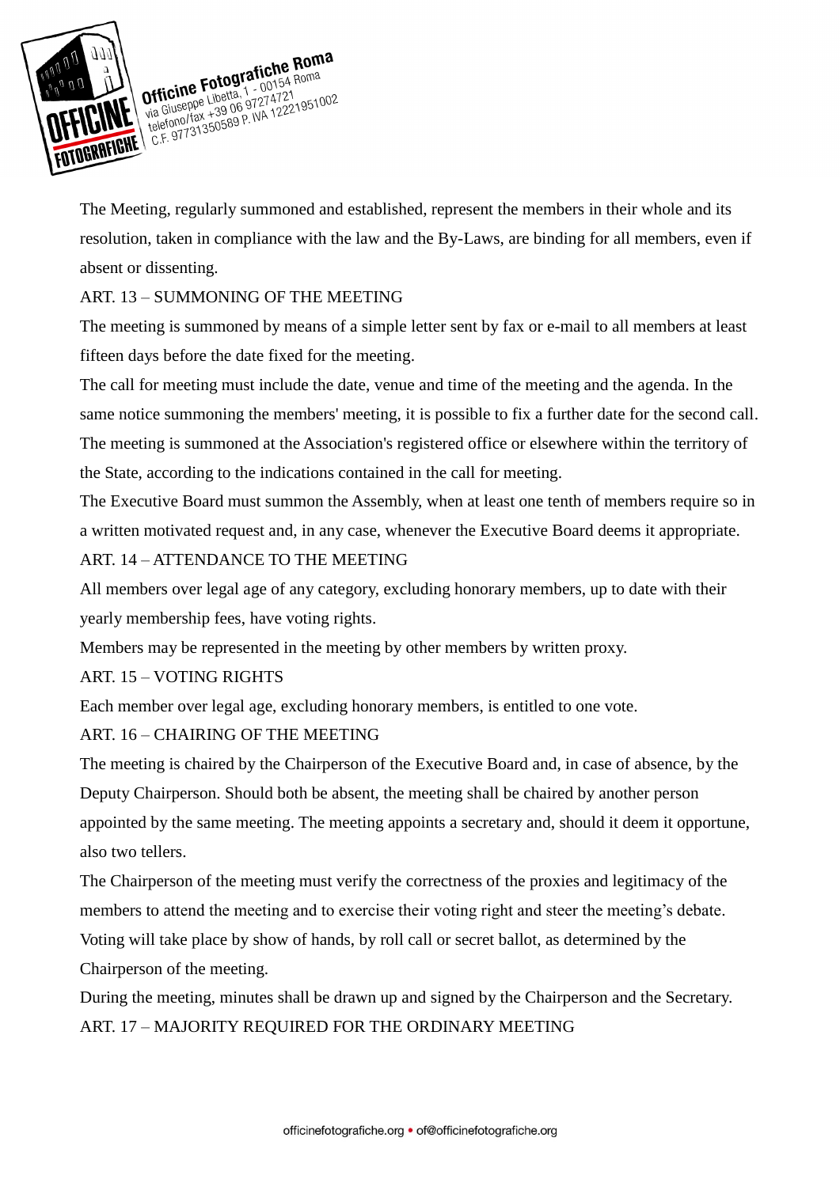The Meeting, regularly summoned and established, represent the members in their whole and its resolution, taken in compliance with the law and the By-Laws, are binding for all members, even if absent or dissenting.

## ART. 13 – SUMMONING OF THE MEETING

The meeting is summoned by means of a simple letter sent by fax or e-mail to all members at least fifteen days before the date fixed for the meeting.

The call for meeting must include the date, venue and time of the meeting and the agenda. In the same notice summoning the members' meeting, it is possible to fix a further date for the second call.

The meeting is summoned at the Association's registered office or elsewhere within the territory of the State, according to the indications contained in the call for meeting.

The Executive Board must summon the Assembly, when at least one tenth of members require so in a written motivated request and, in any case, whenever the Executive Board deems it appropriate.

## ART. 14 – ATTENDANCE TO THE MEETING

All members over legal age of any category, excluding honorary members, up to date with their yearly membership fees, have voting rights.

Members may be represented in the meeting by other members by written proxy.

## ART. 15 – VOTING RIGHTS

Each member over legal age, excluding honorary members, is entitled to one vote.

## ART. 16 – CHAIRING OF THE MEETING

The meeting is chaired by the Chairperson of the Executive Board and, in case of absence, by the Deputy Chairperson. Should both be absent, the meeting shall be chaired by another person appointed by the same meeting. The meeting appoints a secretary and, should it deem it opportune, also two tellers.

The Chairperson of the meeting must verify the correctness of the proxies and legitimacy of the members to attend the meeting and to exercise their voting right and steer the meeting's debate.

Voting will take place by show of hands, by roll call or secret ballot, as determined by the Chairperson of the meeting.

During the meeting, minutes shall be drawn up and signed by the Chairperson and the Secretary.

## ART. 17 – MAJORITY REQUIRED FOR THE ORDINARY MEETING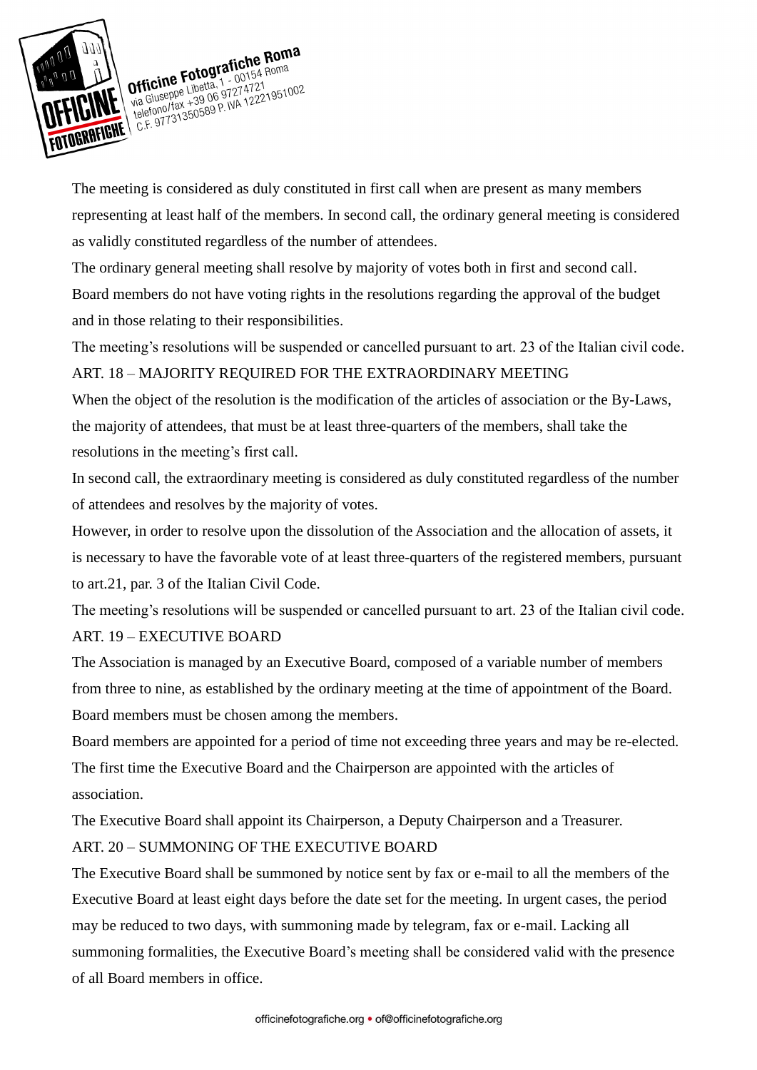The meeting is considered as duly constituted in first call when are present as many members representing at least half of the members. In second call, the ordinary general meeting is considered as validly constituted regardless of the number of attendees.

The ordinary general meeting shall resolve by majority of votes both in first and second call.

Board members do not have voting rights in the resolutions regarding the approval of the budget and in those relating to their responsibilities.

The meeting's resolutions will be suspended or cancelled pursuant to art. 23 of the Italian civil code.

## ART. 18 – MAJORITY REQUIRED FOR THE EXTRAORDINARY MEETING

When the object of the resolution is the modification of the articles of association or the By-Laws, the majority of attendees, that must be at least three-quarters of the members, shall take the resolutions in the meeting's first call.

In second call, the extraordinary meeting is considered as duly constituted regardless of the number of attendees and resolves by the majority of votes.

However, in order to resolve upon the dissolution of the Association and the allocation of assets, it is necessary to have the favorable vote of at least three-quarters of the registered members, pursuant to art.21, par. 3 of the Italian Civil Code.

The meeting's resolutions will be suspended or cancelled pursuant to art. 23 of the Italian civil code.

## ART. 19 – EXECUTIVE BOARD

The Association is managed by an Executive Board, composed of a variable number of members from three to nine, as established by the ordinary meeting at the time of appointment of the Board.

Board members must be chosen among the members.

Board members are appointed for a period of time not exceeding three years and may be re-elected.

The first time the Executive Board and the Chairperson are appointed with the articles of association.

The Executive Board shall appoint its Chairperson, a Deputy Chairperson and a Treasurer.

## ART. 20 – SUMMONING OF THE EXECUTIVE BOARD

The Executive Board shall be summoned by notice sent by fax or e-mail to all the members of the Executive Board at least eight days before the date set for the meeting. In urgent cases, the period may be reduced to two days, with summoning made by telegram, fax or e-mail. Lacking all summoning formalities, the Executive Board's meeting shall be considered valid with the presence of all Board members in office.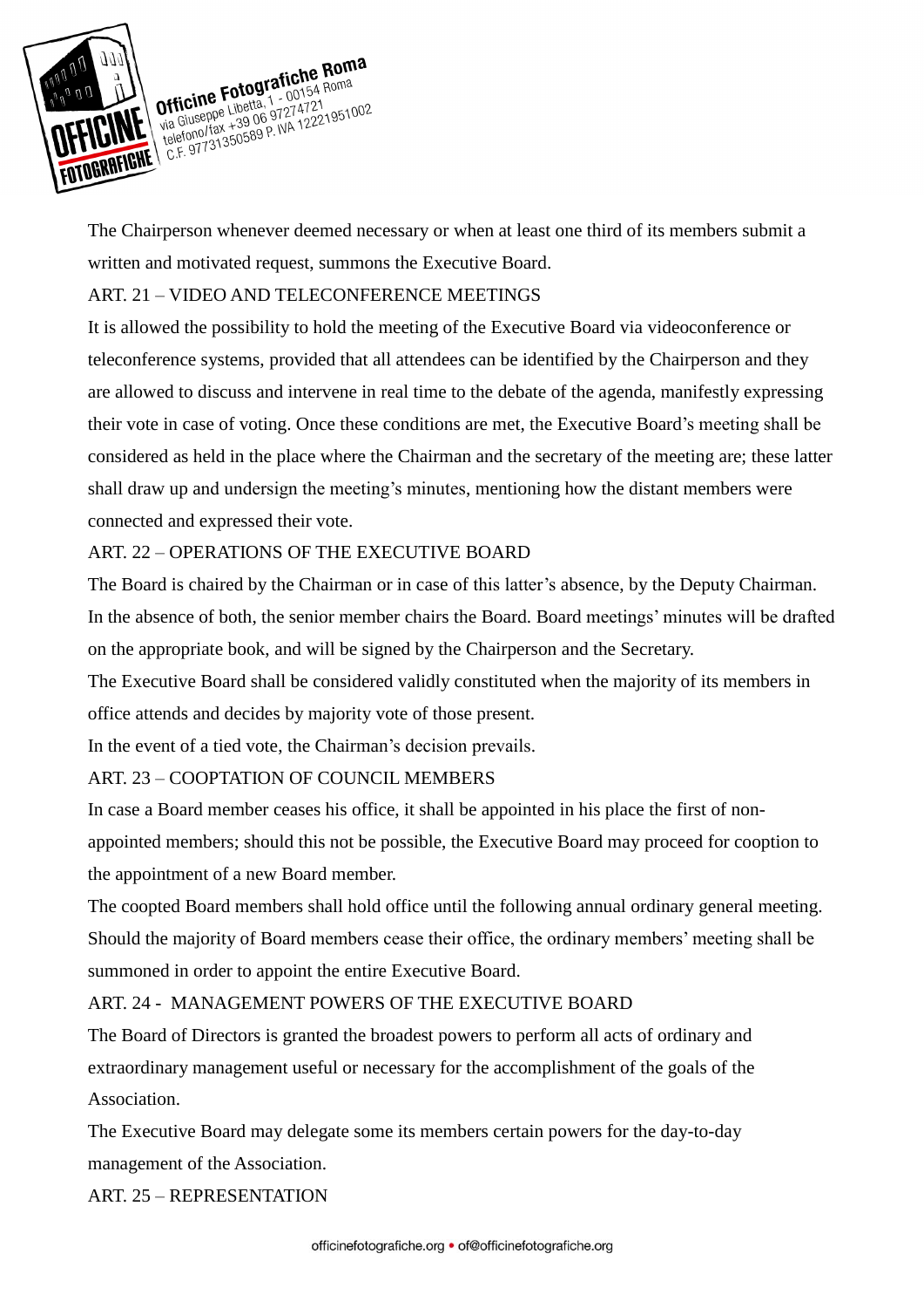The Chairperson whenever deemed necessary or when at least one third of its members submit a written and motivated request, summons the Executive Board.

ART. 21 – VIDEO AND TELECONFERENCE MEETINGS

It is allowed the possibility to hold the meeting of the Executive Board via videoconference or teleconference systems, provided that all attendees can be identified by the Chairperson and they are allowed to discuss and intervene in real time to the debate of the agenda, manifestly expressing their vote in case of voting. Once these conditions are met, the Executive Board's meeting shall be considered as held in the place where the Chairman and the secretary of the meeting are; these latter shall draw up and undersign the meeting's minutes, mentioning how the distant members were connected and expressed their vote.

ART. 22 – OPERATIONS OF THE EXECUTIVE BOARD

The Board is chaired by the Chairman or in case of this latter's absence, by the Deputy Chairman. In the absence of both, the senior member chairs the Board. Board meetings' minutes will be drafted on the appropriate book, and will be signed by the Chairperson and the Secretary.

The Executive Board shall be considered validly constituted when the majority of its members in office attends and decides by majority vote of those present.

In the event of a tied vote, the Chairman's decision prevails.

ART. 23 – COOPTATION OF COUNCIL MEMBERS

In case a Board member ceases his office, it shall be appointed in his place the first of non-appointed members; should this not be possible, the Executive Board may proceed for cooption to the appointment of a new Board member.

The coopted Board members shall hold office until the following annual ordinary general meeting. Should the majority of Board members cease their office, the ordinary members' meeting shall be summoned in order to appoint the entire Executive Board.

ART. 24 - MANAGEMENT POWERS OF THE EXECUTIVE BOARD

The Board of Directors is granted the broadest powers to perform all acts of ordinary and extraordinary management useful or necessary for the accomplishment of the goals of the Association.

The Executive Board may delegate some its members certain powers for the day-to-day management of the Association.

ART. 25 – REPRESENTATION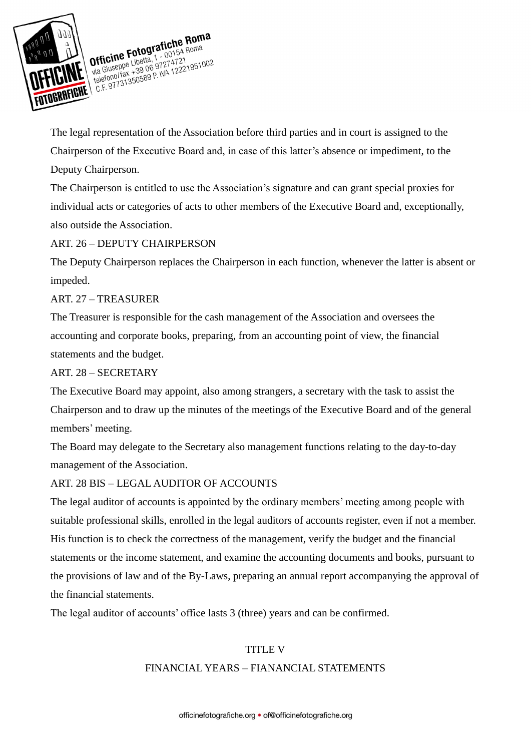The legal representation of the Association before third parties and in court is assigned to the Chairperson of the Executive Board and, in case of this latter's absence or impediment, to the Deputy Chairperson.

The Chairperson is entitled to use the Association's signature and can grant special proxies for individual acts or categories of acts to other members of the Executive Board and, exceptionally, also outside the Association.

ART. 26 – DEPUTY CHAIRPERSON

The Deputy Chairperson replaces the Chairperson in each function, whenever the latter is absent or impeded.

ART. 27 – TREASURER

The Treasurer is responsible for the cash management of the Association and oversees the accounting and corporate books, preparing, from an accounting point of view, the financial statements and the budget.

ART. 28 – SECRETARY

The Executive Board may appoint, also among strangers, a secretary with the task to assist the Chairperson and to draw up the minutes of the meetings of the Executive Board and of the general members' meeting.

The Board may delegate to the Secretary also management functions relating to the day-to-day management of the Association.

ART. 28 BIS – LEGAL AUDITOR OF ACCOUNTS

The legal auditor of accounts is appointed by the ordinary members' meeting among people with suitable professional skills, enrolled in the legal auditors of accounts register, even if not a member. His function is to check the correctness of the management, verify the budget and the financial statements or the income statement, and examine the accounting documents and books, pursuant to the provisions of law and of the By-Laws, preparing an annual report accompanying the approval of the financial statements.

The legal auditor of accounts' office lasts 3 (three) years and can be confirmed.

## TITLE V

## FINANCIAL YEARS – FIANANCIAL STATEMENTS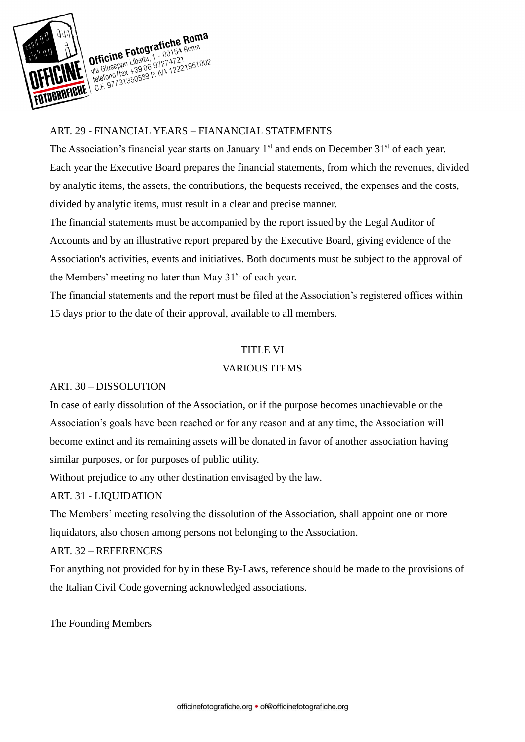ART. 29 - FINANCIAL YEARS – FIANANCIAL STATEMENTS

The Association's financial year starts on January 1st and ends on December 31st of each year. Each year the Executive Board prepares the financial statements, from which the revenues, divided by analytic items, the assets, the contributions, the bequests received, the expenses and the costs, divided by analytic items, must result in a clear and precise manner.

The financial statements must be accompanied by the report issued by the Legal Auditor of Accounts and by an illustrative report prepared by the Executive Board, giving evidence of the Association's activities, events and initiatives. Both documents must be subject to the approval of the Members' meeting no later than May 31st of each year.

The financial statements and the report must be filed at the Association's registered offices within 15 days prior to the date of their approval, available to all members.

## TITLE VI

## VARIOUS ITEMS

ART. 30 – DISSOLUTION

In case of early dissolution of the Association, or if the purpose becomes unachievable or the Association's goals have been reached or for any reason and at any time, the Association will become extinct and its remaining assets will be donated in favor of another association having similar purposes, or for purposes of public utility.

Without prejudice to any other destination envisaged by the law.

ART. 31 - LIQUIDATION

The Members' meeting resolving the dissolution of the Association, shall appoint one or more liquidators, also chosen among persons not belonging to the Association.

ART. 32 – REFERENCES

For anything not provided for by in these By-Laws, reference should be made to the provisions of the Italian Civil Code governing acknowledged associations.

The Founding Members